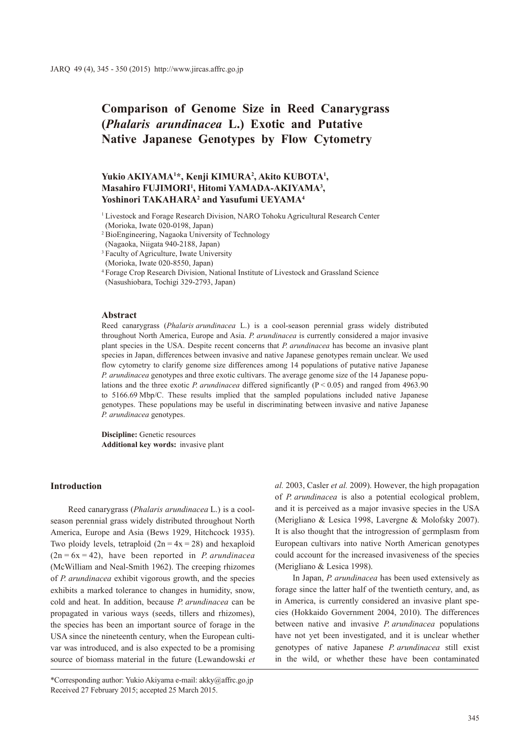# Comparison of Genome Size in Reed Canarygrass (*Phalaris arundinacea* L.) Exotic and Putative Native Japanese Genotypes by Flow Cytometry

**Yukio AKIYAMA[1]*, Kenji KIMURA[2], Akito KUBOTA[1], Masahiro FUJIMORI[1], Hitomi YAMADA-AKIYAMA[3], Yoshinori TAKAHARA[2] and Yasufumi UEYAMA[4]**

[1] Livestock and Forage Research Division, NARO Tohoku Agricultural Research Center (Morioka, Iwate 020-0198, Japan)

[2] BioEngineering, Nagaoka University of Technology (Nagaoka, Niigata 940-2188, Japan)

[3] Faculty of Agriculture, Iwate University (Morioka, Iwate 020-8550, Japan)

[4] Forage Crop Research Division, National Institute of Livestock and Grassland Science (Nasushiobara, Tochigi 329-2793, Japan)

## Abstract

Reed canarygrass (*Phalaris arundinacea* L.) is a cool-season perennial grass widely distributed throughout North America, Europe and Asia. *P. arundinacea* is currently considered a major invasive plant species in the USA. Despite recent concerns that *P. arundinacea* has become an invasive plant species in Japan, differences between invasive and native Japanese genotypes remain unclear. We used flow cytometry to clarify genome size differences among 14 populations of putative native Japanese *P. arundinacea* genotypes and three exotic cultivars. The average genome size of the 14 Japanese populations and the three exotic *P. arundinacea* differed significantly ($P < 0.05$) and ranged from 4963.90 to 5166.69 Mbp/C. These results implied that the sampled populations included native Japanese genotypes. These populations may be useful in discriminating between invasive and native Japanese *P. arundinacea* genotypes.

**Discipline:** Genetic resources
**Additional key words:** invasive plant

## Introduction

Reed canarygrass (*Phalaris arundinacea* L.) is a cool-season perennial grass widely distributed throughout North America, Europe and Asia (Bews 1929, Hitchcock 1935). Two ploidy levels, tetraploid ($2n = 4x = 28$) and hexaploid ($2n = 6x = 42$), have been reported in *P. arundinacea* (McWilliam and Neal-Smith 1962). The creeping rhizomes of *P. arundinacea* exhibit vigorous growth, and the species exhibits a marked tolerance to changes in humidity, snow, cold and heat. In addition, because *P. arundinacea* can be propagated in various ways (seeds, tillers and rhizomes), the species has been an important source of forage in the USA since the nineteenth century, when the European cultivar was introduced, and is also expected to be a promising source of biomass material in the future (Lewandowski *et al.* 2003, Casler *et al.* 2009). However, the high propagation of *P. arundinacea* is also a potential ecological problem, and it is perceived as a major invasive species in the USA (Merigliano & Lesica 1998, Lavergne & Molofsky 2007). It is also thought that the introgression of germplasm from European cultivars into native North American genotypes could account for the increased invasiveness of the species (Merigliano & Lesica 1998).

In Japan, *P. arundinacea* has been used extensively as forage since the latter half of the twentieth century, and, as in America, is currently considered an invasive plant species (Hokkaido Government 2004, 2010). The differences between native and invasive *P. arundinacea* populations have not yet been investigated, and it is unclear whether genotypes of native Japanese *P. arundinacea* still exist in the wild, or whether these have been contaminated

*Corresponding author: Yukio Akiyama e-mail: akky@affrc.go.jp
Received 27 February 2015; accepted 25 March 2015.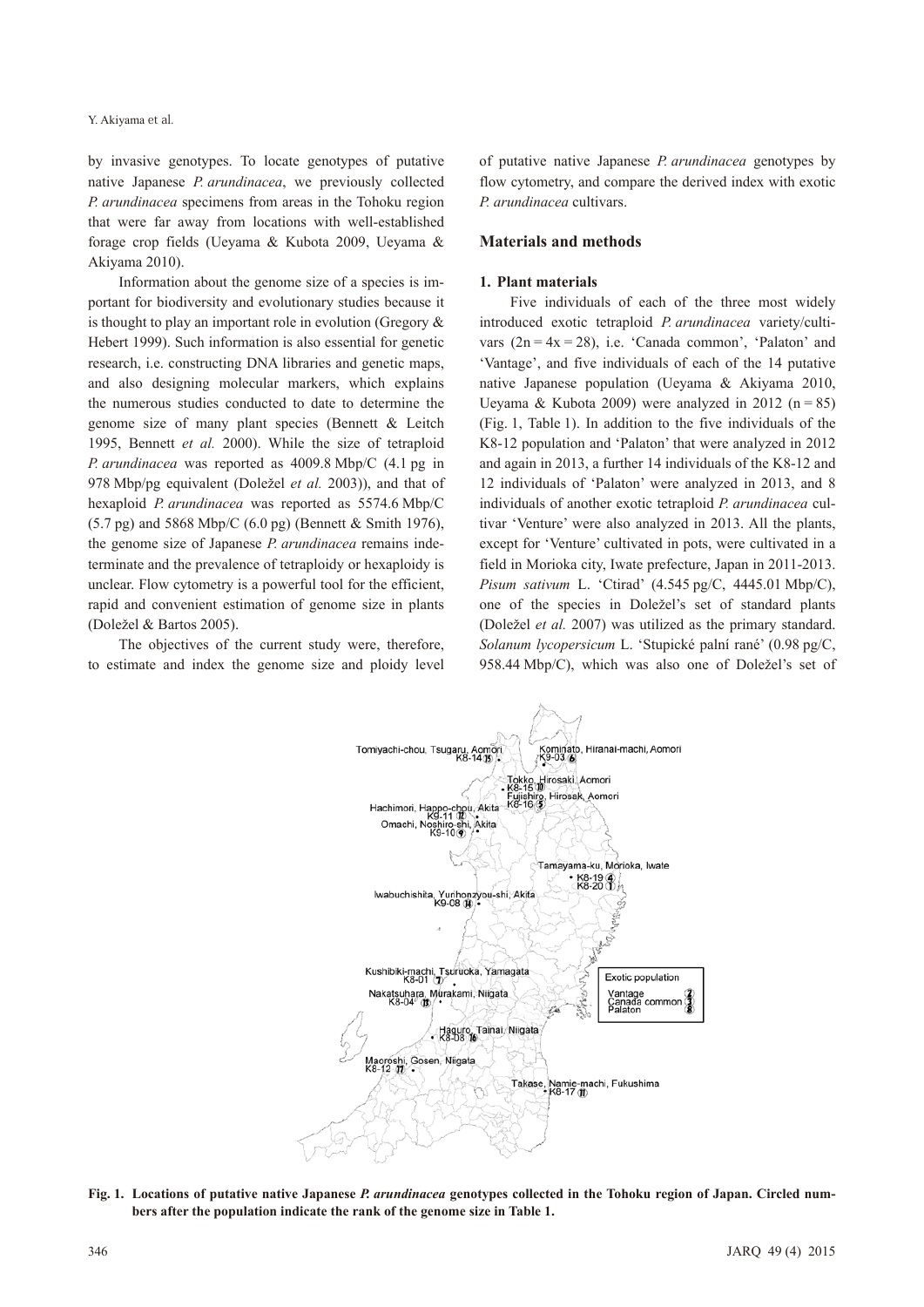by invasive genotypes. To locate genotypes of putative native Japanese *P. arundinacea*, we previously collected *P. arundinacea* specimens from areas in the Tohoku region that were far away from locations with well-established forage crop fields (Ueyama & Kubota 2009, Ueyama & Akiyama 2010).

Information about the genome size of a species is important for biodiversity and evolutionary studies because it is thought to play an important role in evolution (Gregory & Hebert 1999). Such information is also essential for genetic research, i.e. constructing DNA libraries and genetic maps, and also designing molecular markers, which explains the numerous studies conducted to date to determine the genome size of many plant species (Bennett & Leitch 1995, Bennett *et al.* 2000). While the size of tetraploid *P. arundinacea* was reported as 4009.8 Mbp/C (4.1 pg in 978 Mbp/pg equivalent (Doležel *et al.* 2003)), and that of hexaploid *P. arundinacea* was reported as 5574.6 Mbp/C (5.7 pg) and 5868 Mbp/C (6.0 pg) (Bennett & Smith 1976), the genome size of Japanese *P. arundinacea* remains indeterminate and the prevalence of tetraploidy or hexaploidy is unclear. Flow cytometry is a powerful tool for the efficient, rapid and convenient estimation of genome size in plants (Doležel & Bartos 2005).

The objectives of the current study were, therefore, to estimate and index the genome size and ploidy level of putative native Japanese *P. arundinacea* genotypes by flow cytometry, and compare the derived index with exotic *P. arundinacea* cultivars.

## Materials and methods

### 1. Plant materials

Five individuals of each of the three most widely introduced exotic tetraploid *P. arundinacea* variety/cultivars ($2n = 4x = 28$), i.e. 'Canada common', 'Palaton' and 'Vantage', and five individuals of each of the 14 putative native Japanese population (Ueyama & Akiyama 2010, Ueyama & Kubota 2009) were analyzed in 2012 ($n = 85$) (Fig. 1, Table 1). In addition to the five individuals of the K8-12 population and 'Palaton' that were analyzed in 2012 and again in 2013, a further 14 individuals of the K8-12 and 12 individuals of 'Palaton' were analyzed in 2013, and 8 individuals of another exotic tetraploid *P. arundinacea* cultivar 'Venture' were also analyzed in 2013. All the plants, except for 'Venture' cultivated in pots, were cultivated in a field in Morioka city, Iwate prefecture, Japan in 2011-2013. *Pisum sativum* L. 'Ctirad' (4.545 pg/C, 4445.01 Mbp/C), one of the species in Doležel's set of standard plants (Doležel *et al.* 2007) was utilized as the primary standard. *Solanum lycopersicum* L. 'Stupické palní rané' (0.98 pg/C, 958.44 Mbp/C), which was also one of Doležel's set of

**Fig. 1. Locations of putative native Japanese *P. arundinacea* genotypes collected in the Tohoku region of Japan. Circled numbers after the population indicate the rank of the genome size in Table 1.**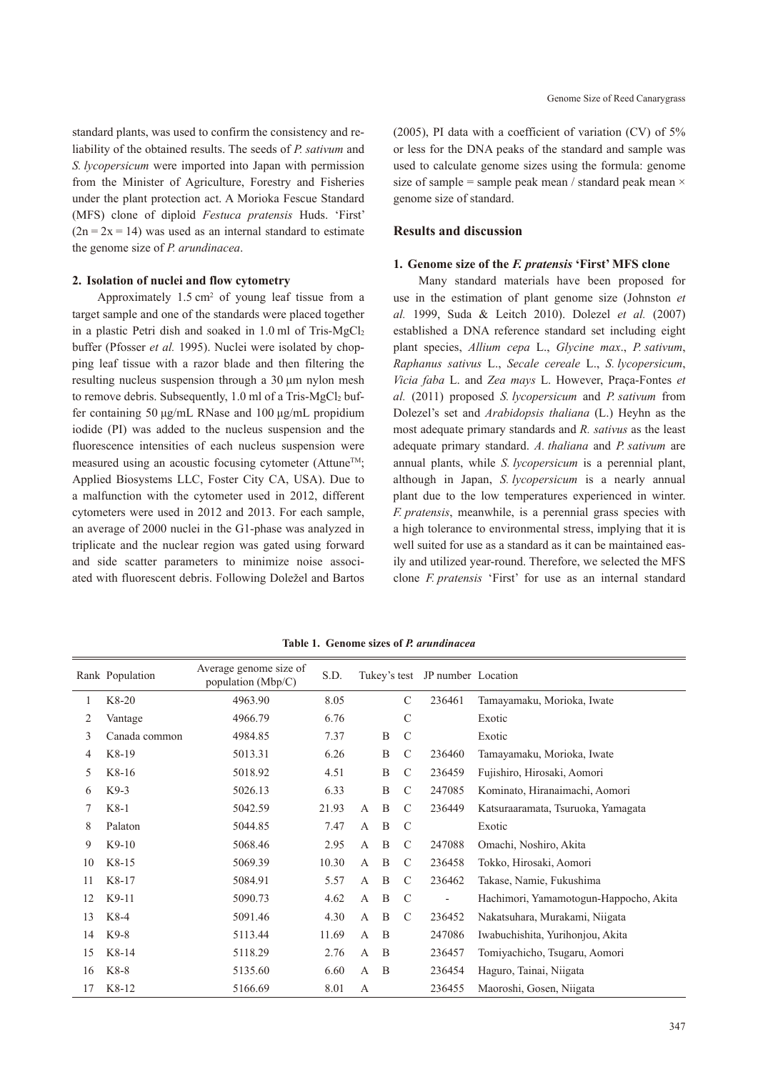standard plants, was used to confirm the consistency and reliability of the obtained results. The seeds of *P. sativum* and *S. lycopersicum* were imported into Japan with permission from the Minister of Agriculture, Forestry and Fisheries under the plant protection act. A Morioka Fescue Standard (MFS) clone of diploid *Festuca pratensis* Huds. 'First' ($2n = 2x = 14$) was used as an internal standard to estimate the genome size of *P. arundinacea*.

### 2. Isolation of nuclei and flow cytometry

Approximately 1.5 $cm^2$ of young leaf tissue from a target sample and one of the standards were placed together in a plastic Petri dish and soaked in 1.0 ml of Tris-$MgCl_2$ buffer (Pfosser *et al.* 1995). Nuclei were isolated by chopping leaf tissue with a razor blade and then filtering the resulting nucleus suspension through a 30 μm nylon mesh to remove debris. Subsequently, 1.0 ml of a Tris-$MgCl_2$ buffer containing 50 μg/mL RNase and 100 μg/mL propidium iodide (PI) was added to the nucleus suspension and the fluorescence intensities of each nucleus suspension were measured using an acoustic focusing cytometer (Attune™; Applied Biosystems LLC, Foster City CA, USA). Due to a malfunction with the cytometer used in 2012, different cytometers were used in 2012 and 2013. For each sample, an average of 2000 nuclei in the G1-phase was analyzed in triplicate and the nuclear region was gated using forward and side scatter parameters to minimize noise associated with fluorescent debris. Following Doležel and Bartos (2005), PI data with a coefficient of variation (CV) of 5% or less for the DNA peaks of the standard and sample was used to calculate genome sizes using the formula: genome size of sample = sample peak mean / standard peak mean × genome size of standard.

## Results and discussion

### 1. Genome size of the *F. pratensis* 'First' MFS clone

Many standard materials have been proposed for use in the estimation of plant genome size (Johnston *et al.* 1999, Suda & Leitch 2010). Dolezel *et al.* (2007) established a DNA reference standard set including eight plant species, *Allium cepa* L., *Glycine max*., *P. sativum*, *Raphanus sativus* L., *Secale cereale* L., *S. lycopersicum*, *Vicia faba* L. and *Zea mays* L. However, Praça-Fontes *et al.* (2011) proposed *S. lycopersicum* and *P. sativum* from Dolezel's set and *Arabidopsis thaliana* (L.) Heyhn as the most adequate primary standards and *R. sativus* as the least adequate primary standard. *A. thaliana* and *P. sativum* are annual plants, while *S. lycopersicum* is a perennial plant, although in Japan, *S. lycopersicum* is a nearly annual plant due to the low temperatures experienced in winter. *F. pratensis*, meanwhile, is a perennial grass species with a high tolerance to environmental stress, implying that it is well suited for use as a standard as it can be maintained easily and utilized year-round. Therefore, we selected the MFS clone *F. pratensis* 'First' for use as an internal standard

**Table 1. Genome sizes of *P. arundinacea***

| Rank | Population | Average genome size of population (Mbp/C) | S.D. | Tukey's test | | | JP number | Location |
|---|---|---|---|---|---|---|---|---|
| 1 | K8-20 | 4963.90 | 8.05 | | | C | 236461 | Tamayamaku, Morioka, Iwate |
| 2 | Vantage | 4966.79 | 6.76 | | | C | | Exotic |
| 3 | Canada common | 4984.85 | 7.37 | | B | C | | Exotic |
| 4 | K8-19 | 5013.31 | 6.26 | | B | C | 236460 | Tamayamaku, Morioka, Iwate |
| 5 | K8-16 | 5018.92 | 4.51 | | B | C | 236459 | Fujishiro, Hirosaki, Aomori |
| 6 | K9-3 | 5026.13 | 6.33 | | B | C | 247085 | Kominato, Hiranaimachi, Aomori |
| 7 | K8-1 | 5042.59 | 21.93 | A | B | C | 236449 | Katsuraaramata, Tsuruoka, Yamagata |
| 8 | Palaton | 5044.85 | 7.47 | A | B | C | | Exotic |
| 9 | K9-10 | 5068.46 | 2.95 | A | B | C | 247088 | Omachi, Noshiro, Akita |
| 10 | K8-15 | 5069.39 | 10.30 | A | B | C | 236458 | Tokko, Hirosaki, Aomori |
| 11 | K8-17 | 5084.91 | 5.57 | A | B | C | 236462 | Takase, Namie, Fukushima |
| 12 | K9-11 | 5090.73 | 4.62 | A | B | C | - | Hachimori, Yamamotogun-Happocho, Akita |
| 13 | K8-4 | 5091.46 | 4.30 | A | B | C | 236452 | Nakatsuhara, Murakami, Niigata |
| 14 | K9-8 | 5113.44 | 11.69 | A | B | | 247086 | Iwabuchishita, Yurihonjou, Akita |
| 15 | K8-14 | 5118.29 | 2.76 | A | B | | 236457 | Tomiyachicho, Tsugaru, Aomori |
| 16 | K8-8 | 5135.60 | 6.60 | A | B | | 236454 | Haguro, Tainai, Niigata |
| 17 | K8-12 | 5166.69 | 8.01 | A | | | 236455 | Maoroshi, Gosen, Niigata |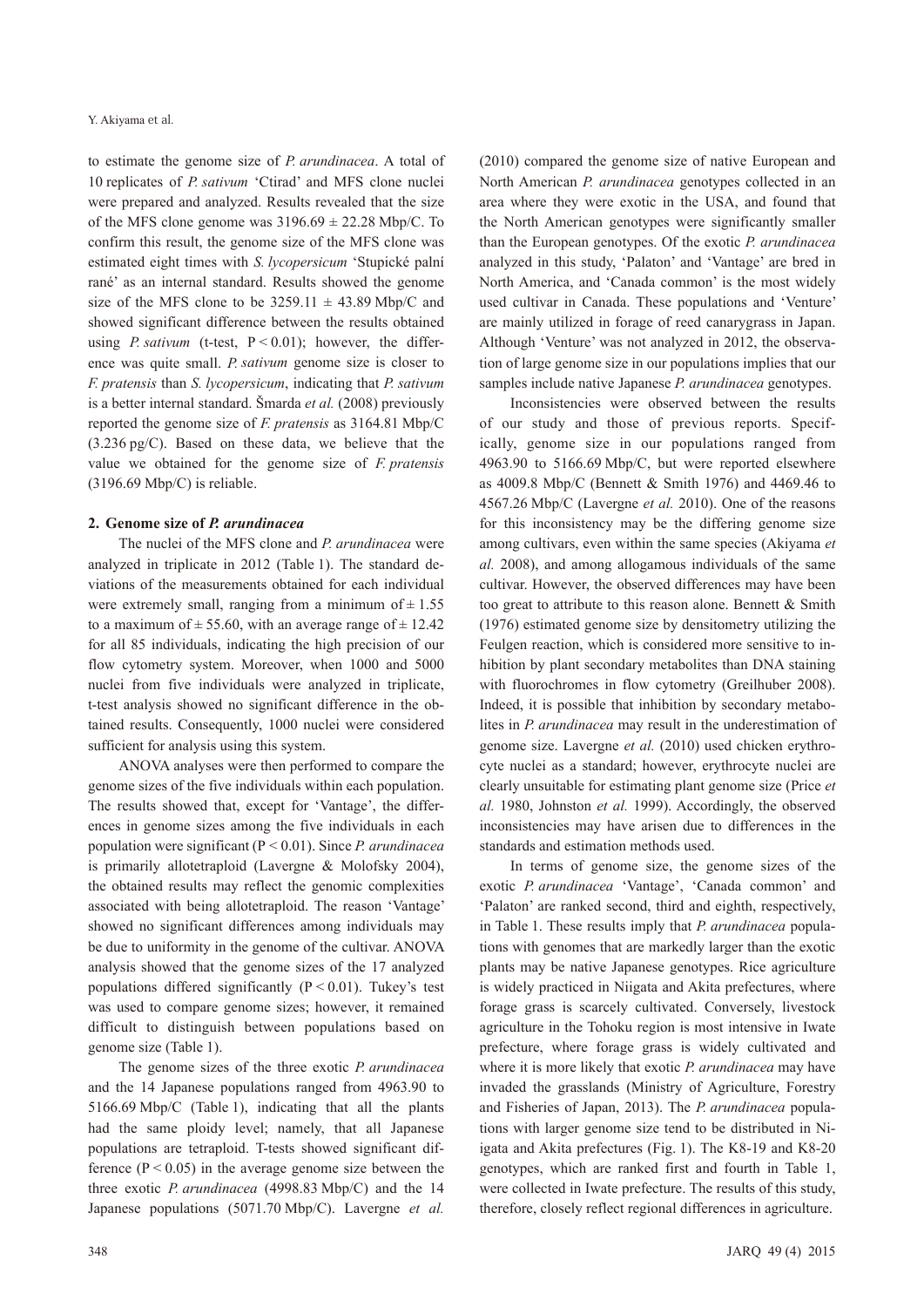to estimate the genome size of *P. arundinacea*. A total of 10 replicates of *P. sativum* 'Ctirad' and MFS clone nuclei were prepared and analyzed. Results revealed that the size of the MFS clone genome was 3196.69 ± 22.28 Mbp/C. To confirm this result, the genome size of the MFS clone was estimated eight times with *S. lycopersicum* 'Stupické palní rané' as an internal standard. Results showed the genome size of the MFS clone to be 3259.11 ± 43.89 Mbp/C and showed significant difference between the results obtained using *P. sativum* (t-test, $P < 0.01$); however, the difference was quite small. *P. sativum* genome size is closer to *F. pratensis* than *S. lycopersicum*, indicating that *P. sativum* is a better internal standard. Šmarda *et al.* (2008) previously reported the genome size of *F. pratensis* as 3164.81 Mbp/C (3.236 pg/C). Based on these data, we believe that the value we obtained for the genome size of *F. pratensis* (3196.69 Mbp/C) is reliable.

## 2. Genome size of *P. arundinacea*

The nuclei of the MFS clone and *P. arundinacea* were analyzed in triplicate in 2012 (Table 1). The standard deviations of the measurements obtained for each individual were extremely small, ranging from a minimum of ± 1.55 to a maximum of ± 55.60, with an average range of ± 12.42 for all 85 individuals, indicating the high precision of our flow cytometry system. Moreover, when 1000 and 5000 nuclei from five individuals were analyzed in triplicate, t-test analysis showed no significant difference in the obtained results. Consequently, 1000 nuclei were considered sufficient for analysis using this system.

ANOVA analyses were then performed to compare the genome sizes of the five individuals within each population. The results showed that, except for 'Vantage', the differences in genome sizes among the five individuals in each population were significant ($P < 0.01$). Since *P. arundinacea* is primarily allotetraploid (Lavergne & Molofsky 2004), the obtained results may reflect the genomic complexities associated with being allotetraploid. The reason 'Vantage' showed no significant differences among individuals may be due to uniformity in the genome of the cultivar. ANOVA analysis showed that the genome sizes of the 17 analyzed populations differed significantly ($P < 0.01$). Tukey's test was used to compare genome sizes; however, it remained difficult to distinguish between populations based on genome size (Table 1).

The genome sizes of the three exotic *P. arundinacea* and the 14 Japanese populations ranged from 4963.90 to 5166.69 Mbp/C (Table 1), indicating that all the plants had the same ploidy level; namely, that all Japanese populations are tetraploid. T-tests showed significant difference ($P < 0.05$) in the average genome size between the three exotic *P. arundinacea* (4998.83 Mbp/C) and the 14 Japanese populations (5071.70 Mbp/C). Lavergne *et al.* (2010) compared the genome size of native European and North American *P. arundinacea* genotypes collected in an area where they were exotic in the USA, and found that the North American genotypes were significantly smaller than the European genotypes. Of the exotic *P. arundinacea* analyzed in this study, 'Palaton' and 'Vantage' are bred in North America, and 'Canada common' is the most widely used cultivar in Canada. These populations and 'Venture' are mainly utilized in forage of reed canarygrass in Japan. Although 'Venture' was not analyzed in 2012, the observation of large genome size in our populations implies that our samples include native Japanese *P. arundinacea* genotypes.

Inconsistencies were observed between the results of our study and those of previous reports. Specifically, genome size in our populations ranged from 4963.90 to 5166.69 Mbp/C, but were reported elsewhere as 4009.8 Mbp/C (Bennett & Smith 1976) and 4469.46 to 4567.26 Mbp/C (Lavergne *et al.* 2010). One of the reasons for this inconsistency may be the differing genome size among cultivars, even within the same species (Akiyama *et al.* 2008), and among allogamous individuals of the same cultivar. However, the observed differences may have been too great to attribute to this reason alone. Bennett & Smith (1976) estimated genome size by densitometry utilizing the Feulgen reaction, which is considered more sensitive to inhibition by plant secondary metabolites than DNA staining with fluorochromes in flow cytometry (Greilhuber 2008). Indeed, it is possible that inhibition by secondary metabolites in *P. arundinacea* may result in the underestimation of genome size. Lavergne *et al.* (2010) used chicken erythrocyte nuclei as a standard; however, erythrocyte nuclei are clearly unsuitable for estimating plant genome size (Price *et al.* 1980, Johnston *et al.* 1999). Accordingly, the observed inconsistencies may have arisen due to differences in the standards and estimation methods used.

In terms of genome size, the genome sizes of the exotic *P. arundinacea* 'Vantage', 'Canada common' and 'Palaton' are ranked second, third and eighth, respectively, in Table 1. These results imply that *P. arundinacea* populations with genomes that are markedly larger than the exotic plants may be native Japanese genotypes. Rice agriculture is widely practiced in Niigata and Akita prefectures, where forage grass is scarcely cultivated. Conversely, livestock agriculture in the Tohoku region is most intensive in Iwate prefecture, where forage grass is widely cultivated and where it is more likely that exotic *P. arundinacea* may have invaded the grasslands (Ministry of Agriculture, Forestry and Fisheries of Japan, 2013). The *P. arundinacea* populations with larger genome size tend to be distributed in Niigata and Akita prefectures (Fig. 1). The K8-19 and K8-20 genotypes, which are ranked first and fourth in Table 1, were collected in Iwate prefecture. The results of this study, therefore, closely reflect regional differences in agriculture.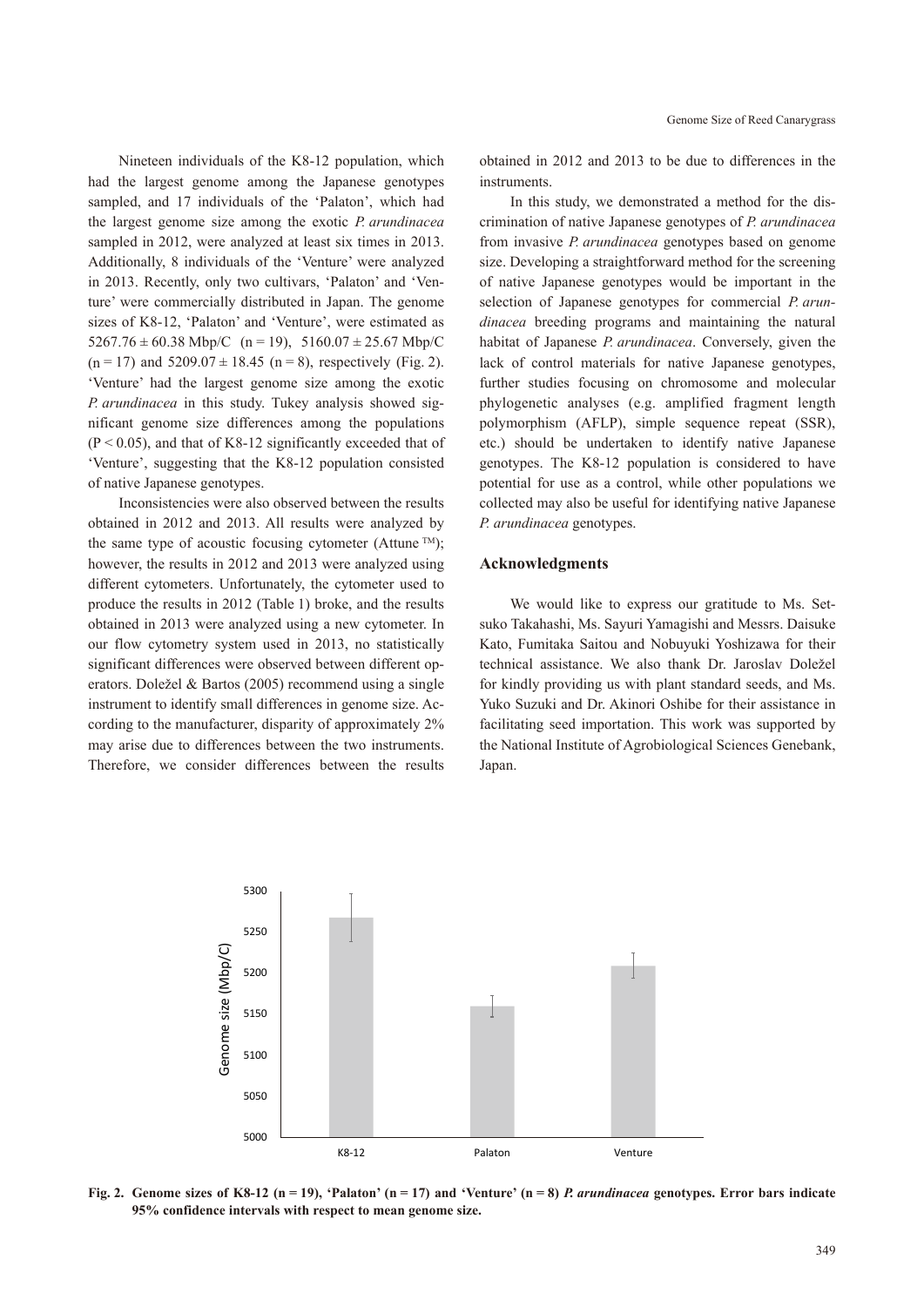Nineteen individuals of the K8-12 population, which had the largest genome among the Japanese genotypes sampled, and 17 individuals of the 'Palaton', which had the largest genome size among the exotic *P. arundinacea* sampled in 2012, were analyzed at least six times in 2013. Additionally, 8 individuals of the 'Venture' were analyzed in 2013. Recently, only two cultivars, 'Palaton' and 'Venture' were commercially distributed in Japan. The genome sizes of K8-12, 'Palaton' and 'Venture', were estimated as $5267.76 \pm 60.38$ Mbp/C ($n = 19$), $5160.07 \pm 25.67$ Mbp/C ($n = 17$) and $5209.07 \pm 18.45$ ($n = 8$), respectively (Fig. 2). 'Venture' had the largest genome size among the exotic *P. arundinacea* in this study. Tukey analysis showed significant genome size differences among the populations ($P < 0.05$), and that of K8-12 significantly exceeded that of 'Venture', suggesting that the K8-12 population consisted of native Japanese genotypes.

Inconsistencies were also observed between the results obtained in 2012 and 2013. All results were analyzed by the same type of acoustic focusing cytometer (Attune ™); however, the results in 2012 and 2013 were analyzed using different cytometers. Unfortunately, the cytometer used to produce the results in 2012 (Table 1) broke, and the results obtained in 2013 were analyzed using a new cytometer. In our flow cytometry system used in 2013, no statistically significant differences were observed between different operators. Doležel & Bartos (2005) recommend using a single instrument to identify small differences in genome size. According to the manufacturer, disparity of approximately 2% may arise due to differences between the two instruments. Therefore, we consider differences between the results obtained in 2012 and 2013 to be due to differences in the instruments.

In this study, we demonstrated a method for the discrimination of native Japanese genotypes of *P. arundinacea* from invasive *P. arundinacea* genotypes based on genome size. Developing a straightforward method for the screening of native Japanese genotypes would be important in the selection of Japanese genotypes for commercial *P. arundinacea* breeding programs and maintaining the natural habitat of Japanese *P. arundinacea*. Conversely, given the lack of control materials for native Japanese genotypes, further studies focusing on chromosome and molecular phylogenetic analyses (e.g. amplified fragment length polymorphism (AFLP), simple sequence repeat (SSR), etc.) should be undertaken to identify native Japanese genotypes. The K8-12 population is considered to have potential for use as a control, while other populations we collected may also be useful for identifying native Japanese *P. arundinacea* genotypes.

## Acknowledgments

We would like to express our gratitude to Ms. Setsuko Takahashi, Ms. Sayuri Yamagishi and Messrs. Daisuke Kato, Fumitaka Saitou and Nobuyuki Yoshizawa for their technical assistance. We also thank Dr. Jaroslav Doležel for kindly providing us with plant standard seeds, and Ms. Yuko Suzuki and Dr. Akinori Oshibe for their assistance in facilitating seed importation. This work was supported by the National Institute of Agrobiological Sciences Genebank, Japan.

**Fig. 2. Genome sizes of K8-12 (n = 19), 'Palaton' (n = 17) and 'Venture' (n = 8) *P. arundinacea* genotypes. Error bars indicate 95% confidence intervals with respect to mean genome size.**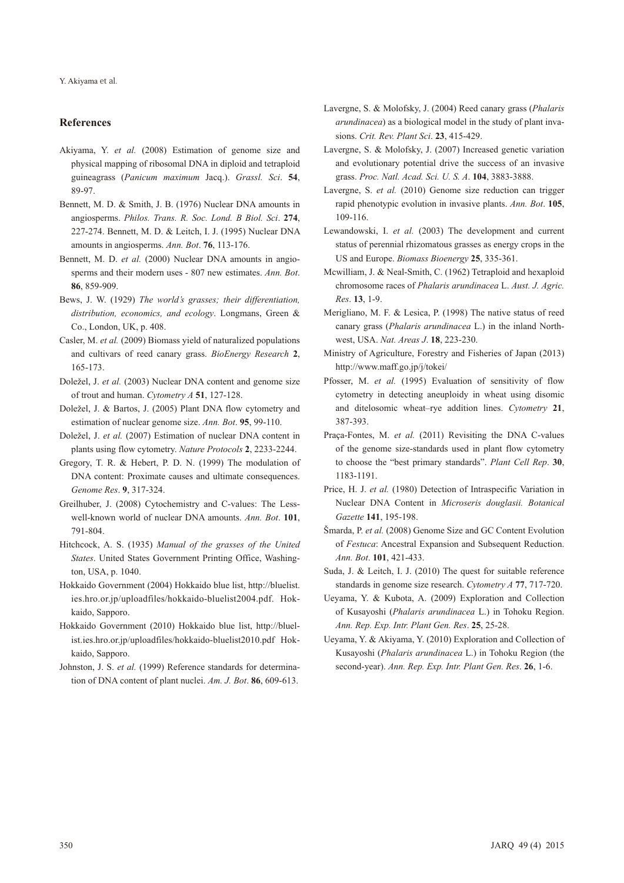## References

Akiyama, Y. *et al.* (2008) Estimation of genome size and physical mapping of ribosomal DNA in diploid and tetraploid guineagrass (*Panicum maximum* Jacq.). *Grassl. Sci*. **54**, 89-97.

Bennett, M. D. & Smith, J. B. (1976) Nuclear DNA amounts in angiosperms. *Philos. Trans. R. Soc. Lond. B Biol. Sci*. **274**, 227-274. Bennett, M. D. & Leitch, I. J. (1995) Nuclear DNA amounts in angiosperms. *Ann. Bot*. **76**, 113-176.

Bennett, M. D. *et al.* (2000) Nuclear DNA amounts in angiosperms and their modern uses - 807 new estimates. *Ann. Bot*. **86**, 859-909.

Bews, J. W. (1929) *The world's grasses; their differentiation, distribution, economics, and ecology*. Longmans, Green & Co., London, UK, p. 408.

Casler, M. *et al.* (2009) Biomass yield of naturalized populations and cultivars of reed canary grass. *BioEnergy Research* **2**, 165-173.

Doležel, J. *et al.* (2003) Nuclear DNA content and genome size of trout and human. *Cytometry A* **51**, 127-128.

Doležel, J. & Bartos, J. (2005) Plant DNA flow cytometry and estimation of nuclear genome size. *Ann. Bot*. **95**, 99-110.

Doležel, J. *et al.* (2007) Estimation of nuclear DNA content in plants using flow cytometry. *Nature Protocols* **2**, 2233-2244.

Gregory, T. R. & Hebert, P. D. N. (1999) The modulation of DNA content: Proximate causes and ultimate consequences. *Genome Res*. **9**, 317-324.

Greilhuber, J. (2008) Cytochemistry and C-values: The Less-well-known world of nuclear DNA amounts. *Ann. Bot*. **101**, 791-804.

Hitchcock, A. S. (1935) *Manual of the grasses of the United States*. United States Government Printing Office, Washington, USA, p. 1040.

Hokkaido Government (2004) Hokkaido blue list, http://bluelist.ies.hro.or.jp/uploadfiles/hokkaido-bluelist2004.pdf. Hokkaido, Sapporo.

Hokkaido Government (2010) Hokkaido blue list, http://bluelist.ies.hro.or.jp/uploadfiles/hokkaido-bluelist2010.pdf Hokkaido, Sapporo.

Johnston, J. S. *et al.* (1999) Reference standards for determination of DNA content of plant nuclei. *Am. J. Bot*. **86**, 609-613.

Lavergne, S. & Molofsky, J. (2004) Reed canary grass (*Phalaris arundinacea*) as a biological model in the study of plant invasions. *Crit. Rev. Plant Sci*. **23**, 415-429.

Lavergne, S. & Molofsky, J. (2007) Increased genetic variation and evolutionary potential drive the success of an invasive grass. *Proc. Natl. Acad. Sci. U. S. A*. **104**, 3883-3888.

Lavergne, S. *et al.* (2010) Genome size reduction can trigger rapid phenotypic evolution in invasive plants. *Ann. Bot*. **105**, 109-116.

Lewandowski, I. *et al.* (2003) The development and current status of perennial rhizomatous grasses as energy crops in the US and Europe. *Biomass Bioenergy* **25**, 335-361.

Mcwilliam, J. & Neal-Smith, C. (1962) Tetraploid and hexaploid chromosome races of *Phalaris arundinacea* L. *Aust. J. Agric. Res*. **13**, 1-9.

Merigliano, M. F. & Lesica, P. (1998) The native status of reed canary grass (*Phalaris arundinacea* L.) in the inland Northwest, USA. *Nat. Areas J*. **18**, 223-230.

Ministry of Agriculture, Forestry and Fisheries of Japan (2013) http://www.maff.go.jp/j/tokei/

Pfosser, M. *et al.* (1995) Evaluation of sensitivity of flow cytometry in detecting aneuploidy in wheat using disomic and ditelosomic wheat–rye addition lines. *Cytometry* **21**, 387-393.

Praça-Fontes, M. *et al.* (2011) Revisiting the DNA C-values of the genome size-standards used in plant flow cytometry to choose the "best primary standards". *Plant Cell Rep*. **30**, 1183-1191.

Price, H. J. *et al.* (1980) Detection of Intraspecific Variation in Nuclear DNA Content in *Microseris douglasii. Botanical Gazette* **141**, 195-198.

Šmarda, P. *et al.* (2008) Genome Size and GC Content Evolution of *Festuca*: Ancestral Expansion and Subsequent Reduction. *Ann. Bot*. **101**, 421-433.

Suda, J. & Leitch, I. J. (2010) The quest for suitable reference standards in genome size research. *Cytometry A* **77**, 717-720.

Ueyama, Y. & Kubota, A. (2009) Exploration and Collection of Kusayoshi (*Phalaris arundinacea* L.) in Tohoku Region. *Ann. Rep. Exp. Intr. Plant Gen. Res*. **25**, 25-28.

Ueyama, Y. & Akiyama, Y. (2010) Exploration and Collection of Kusayoshi (*Phalaris arundinacea* L.) in Tohoku Region (the second-year). *Ann. Rep. Exp. Intr. Plant Gen. Res*. **26**, 1-6.